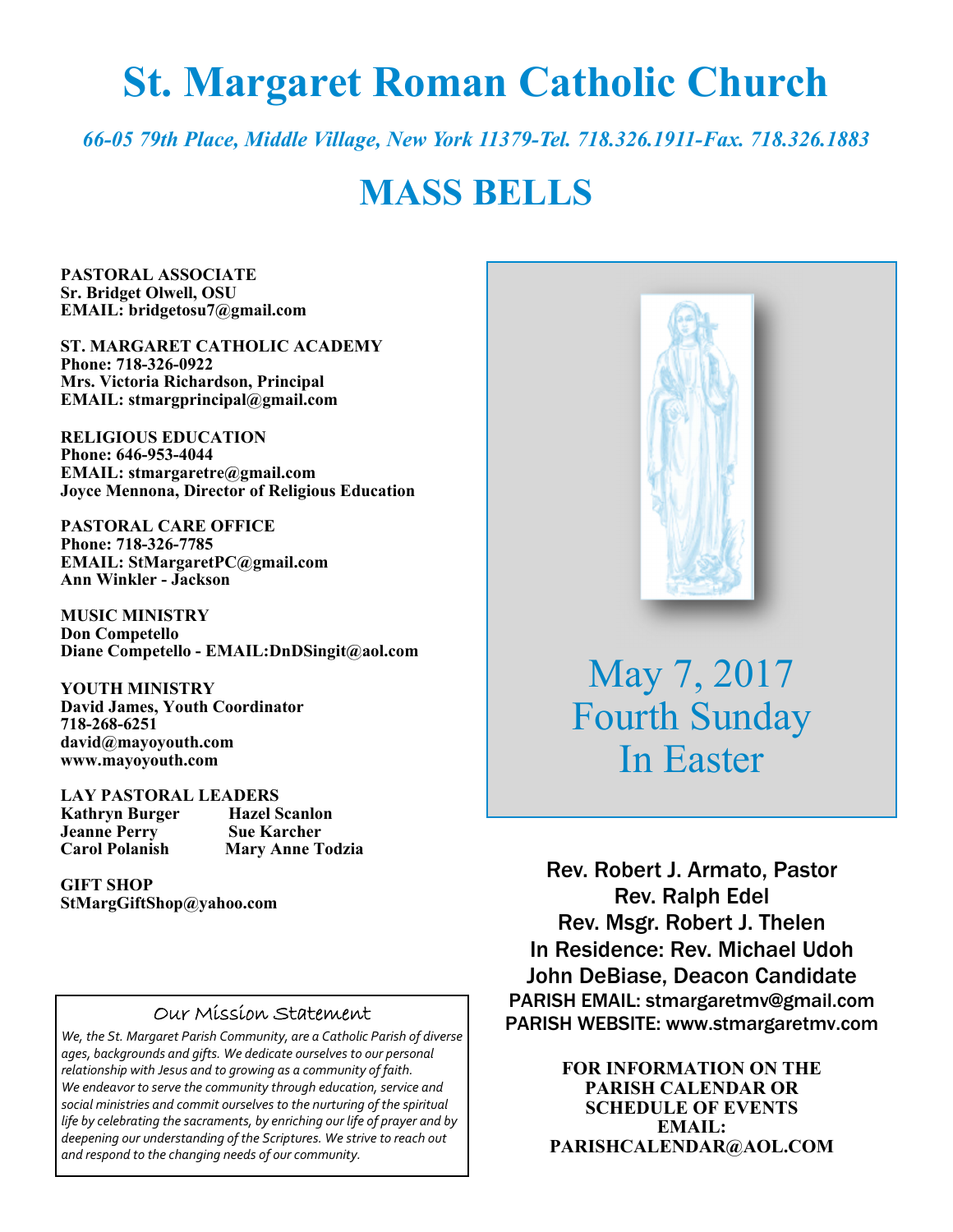# St. Margaret Roman Catholic Church

*66-05 79th Place, Middle Village, New York 11379-Tel. 718.326.1911-Fax. 718.326.1883*

## MASS BELLS

**PASTORAL ASSOCIATE**
**Sr. Bridget Olwell, OSU**
**EMAIL: bridgetosu7@gmail.com**

**ST. MARGARET CATHOLIC ACADEMY**
**Phone: 718-326-0922**
**Mrs. Victoria Richardson, Principal**
**EMAIL: stmargprincipal@gmail.com**

**RELIGIOUS EDUCATION**
**Phone: 646-953-4044**
**EMAIL: stmargaretre@gmail.com**
**Joyce Mennona, Director of Religious Education**

**PASTORAL CARE OFFICE**
**Phone: 718-326-7785**
**EMAIL: StMargaretPC@gmail.com**
**Ann Winkler - Jackson**

**MUSIC MINISTRY**
**Don Competello**
**Diane Competello - EMAIL:DnDSingit@aol.com**

**YOUTH MINISTRY**
**David James, Youth Coordinator**
**718-268-6251**
**david@mayoyouth.com**
**www.mayoyouth.com**

**LAY PASTORAL LEADERS**

| | |
|---|---|
| **Kathryn Burger** | **Hazel Scanlon** |
| **Jeanne Perry** | **Sue Karcher** |
| **Carol Polanish** | **Mary Anne Todzia** |

**GIFT SHOP**
**StMargGiftShop@yahoo.com**

### Our Mission Statement

*We, the St. Margaret Parish Community, are a Catholic Parish of diverse ages, backgrounds and gifts. We dedicate ourselves to our personal relationship with Jesus and to growing as a community of faith. We endeavor to serve the community through education, service and social ministries and commit ourselves to the nurturing of the spiritual life by celebrating the sacraments, by enriching our life of prayer and by deepening our understanding of the Scriptures. We strive to reach out and respond to the changing needs of our community.*

May 7, 2017
Fourth Sunday
In Easter

Rev. Robert J. Armato, Pastor
Rev. Ralph Edel
Rev. Msgr. Robert J. Thelen
In Residence: Rev. Michael Udoh
John DeBiase, Deacon Candidate
PARISH EMAIL: stmargaretmv@gmail.com
PARISH WEBSITE: www.stmargaretmv.com

**FOR INFORMATION ON THE PARISH CALENDAR OR SCHEDULE OF EVENTS EMAIL: PARISHCALENDAR@AOL.COM**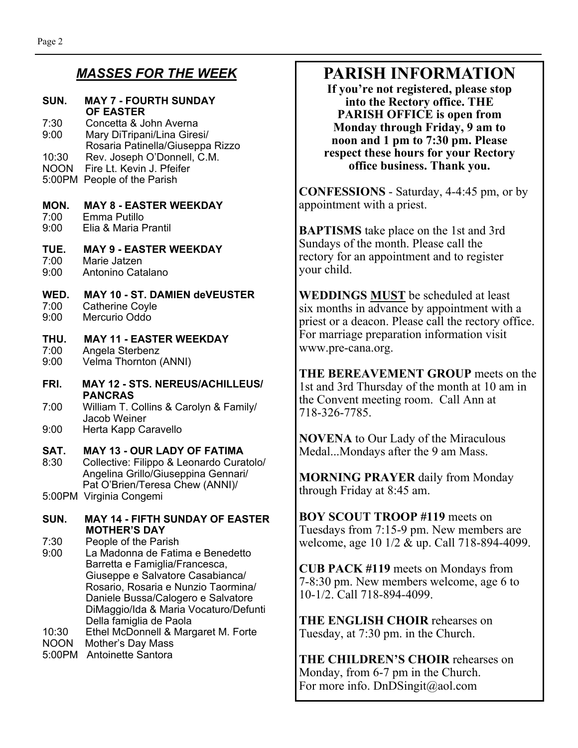## *MASSES FOR THE WEEK*

**SUN. MAY 7 - FOURTH SUNDAY OF EASTER**

7:30 Concetta & John Averna
9:00 Mary DiTripani/Lina Giresi/ Rosaria Patinella/Giuseppa Rizzo
10:30 Rev. Joseph O'Donnell, C.M.
NOON Fire Lt. Kevin J. Pfeifer
5:00PM People of the Parish

**MON. MAY 8 - EASTER WEEKDAY**

7:00 Emma Putillo
9:00 Elia & Maria Prantil

**TUE. MAY 9 - EASTER WEEKDAY**

7:00 Marie Jatzen
9:00 Antonino Catalano

**WED. MAY 10 - ST. DAMIEN deVEUSTER**

7:00 Catherine Coyle
9:00 Mercurio Oddo

**THU. MAY 11 - EASTER WEEKDAY**

7:00 Angela Sterbenz
9:00 Velma Thornton (ANNI)

**FRI. MAY 12 - STS. NEREUS/ACHILLEUS/ PANCRAS**

7:00 William T. Collins & Carolyn & Family/ Jacob Weiner
9:00 Herta Kapp Caravello

**SAT. MAY 13 - OUR LADY OF FATIMA**

8:30 Collective: Filippo & Leonardo Curatolo/ Angelina Grillo/Giuseppina Gennari/ Pat O'Brien/Teresa Chew (ANNI)/
5:00PM Virginia Congemi

**SUN. MAY 14 - FIFTH SUNDAY OF EASTER MOTHER'S DAY**

7:30 People of the Parish
9:00 La Madonna de Fatima e Benedetto Barretta e Famiglia/Francesca, Giuseppe e Salvatore Casabianca/ Rosario, Rosaria e Nunzio Taormina/ Daniele Bussa/Calogero e Salvatore DiMaggio/Ida & Maria Vocaturo/Defunti Della famiglia de Paola
10:30 Ethel McDonnell & Margaret M. Forte
NOON Mother's Day Mass
5:00PM Antoinette Santora

# PARISH INFORMATION

**If you're not registered, please stop into the Rectory office. THE PARISH OFFICE is open from Monday through Friday, 9 am to noon and 1 pm to 7:30 pm. Please respect these hours for your Rectory office business. Thank you.**

**CONFESSIONS** - Saturday, 4-4:45 pm, or by appointment with a priest.

**BAPTISMS** take place on the 1st and 3rd Sundays of the month. Please call the rectory for an appointment and to register your child.

**WEDDINGS <u>MUST</u>** be scheduled at least six months in advance by appointment with a priest or a deacon. Please call the rectory office. For marriage preparation information visit www.pre-cana.org.

**THE BEREAVEMENT GROUP** meets on the 1st and 3rd Thursday of the month at 10 am in the Convent meeting room. Call Ann at 718-326-7785.

**NOVENA** to Our Lady of the Miraculous Medal...Mondays after the 9 am Mass.

**MORNING PRAYER** daily from Monday through Friday at 8:45 am.

**BOY SCOUT TROOP #119** meets on Tuesdays from 7:15-9 pm. New members are welcome, age 10 1/2 & up. Call 718-894-4099.

**CUB PACK #119** meets on Mondays from 7-8:30 pm. New members welcome, age 6 to 10-1/2. Call 718-894-4099.

**THE ENGLISH CHOIR** rehearses on Tuesday, at 7:30 pm. in the Church.

**THE CHILDREN'S CHOIR** rehearses on Monday, from 6-7 pm in the Church. For more info. DnDSingit@aol.com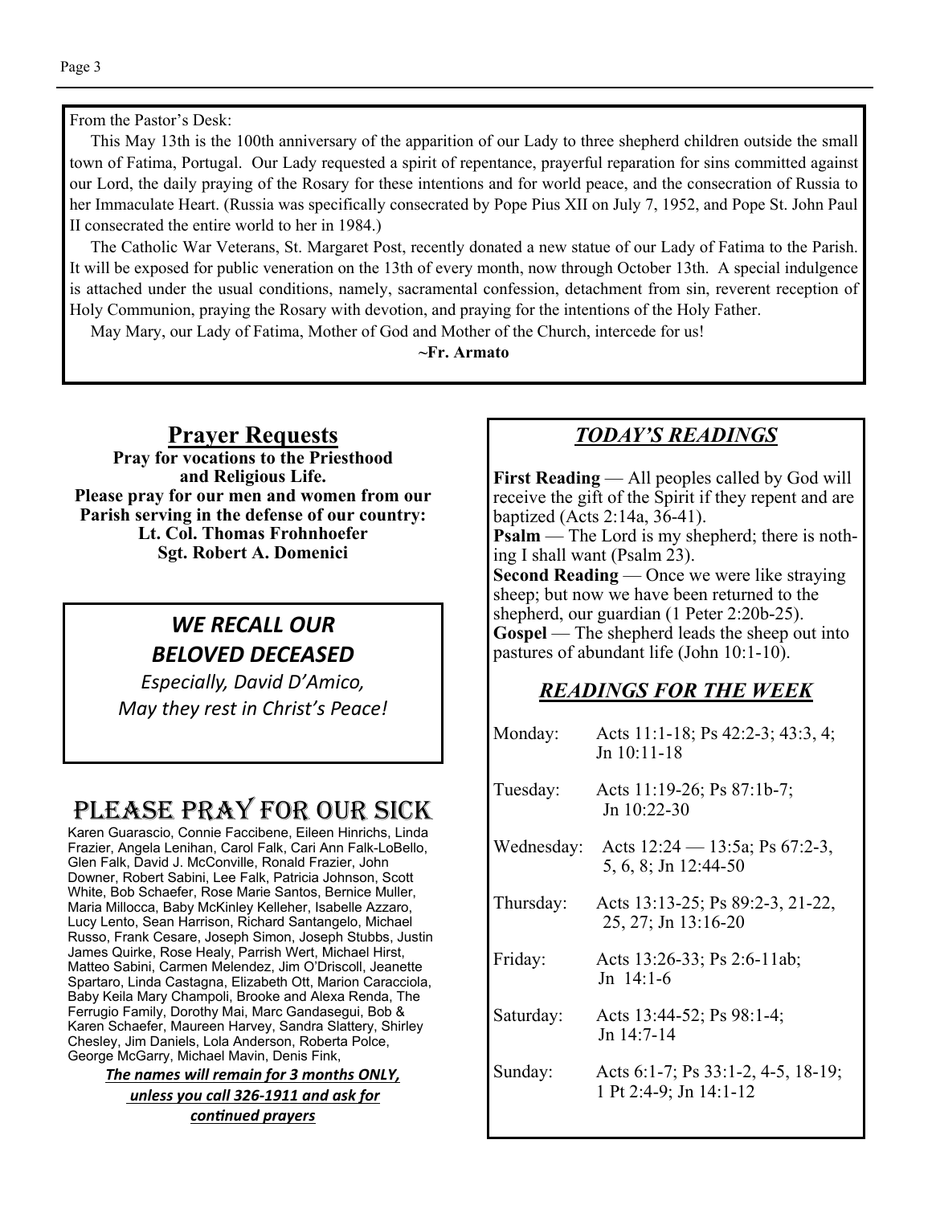From the Pastor's Desk:

This May 13th is the 100th anniversary of the apparition of our Lady to three shepherd children outside the small town of Fatima, Portugal. Our Lady requested a spirit of repentance, prayerful reparation for sins committed against our Lord, the daily praying of the Rosary for these intentions and for world peace, and the consecration of Russia to her Immaculate Heart. (Russia was specifically consecrated by Pope Pius XII on July 7, 1952, and Pope St. John Paul II consecrated the entire world to her in 1984.)

The Catholic War Veterans, St. Margaret Post, recently donated a new statue of our Lady of Fatima to the Parish. It will be exposed for public veneration on the 13th of every month, now through October 13th. A special indulgence is attached under the usual conditions, namely, sacramental confession, detachment from sin, reverent reception of Holy Communion, praying the Rosary with devotion, and praying for the intentions of the Holy Father.

May Mary, our Lady of Fatima, Mother of God and Mother of the Church, intercede for us!

**~Fr. Armato**

## Prayer Requests

**Pray for vocations to the Priesthood and Religious Life.**
**Please pray for our men and women from our Parish serving in the defense of our country:**
**Lt. Col. Thomas Frohnhoefer**
**Sgt. Robert A. Domenici**

## *WE RECALL OUR BELOVED DECEASED*

*Especially, David D'Amico,*
*May they rest in Christ's Peace!*

## PLEASE PRAY FOR OUR SICK

Karen Guarascio, Connie Faccibene, Eileen Hinrichs, Linda Frazier, Angela Lenihan, Carol Falk, Cari Ann Falk-LoBello, Glen Falk, David J. McConville, Ronald Frazier, John Downer, Robert Sabini, Lee Falk, Patricia Johnson, Scott White, Bob Schaefer, Rose Marie Santos, Bernice Muller, Maria Millocca, Baby McKinley Kelleher, Isabelle Azzaro, Lucy Lento, Sean Harrison, Richard Santangelo, Michael Russo, Frank Cesare, Joseph Simon, Joseph Stubbs, Justin James Quirke, Rose Healy, Parrish Wert, Michael Hirst, Matteo Sabini, Carmen Melendez, Jim O'Driscoll, Jeanette Spartaro, Linda Castagna, Elizabeth Ott, Marion Caracciola, Baby Keila Mary Champoli, Brooke and Alexa Renda, The Ferrugio Family, Dorothy Mai, Marc Gandasegui, Bob & Karen Schaefer, Maureen Harvey, Sandra Slattery, Shirley Chesley, Jim Daniels, Lola Anderson, Roberta Polce, George McGarry, Michael Mavin, Denis Fink,

***The names will remain for 3 months ONLY, unless you call 326-1911 and ask for continued prayers***

## *TODAY'S READINGS*

**First Reading** — All peoples called by God will receive the gift of the Spirit if they repent and are baptized (Acts 2:14a, 36-41).
**Psalm** — The Lord is my shepherd; there is nothing I shall want (Psalm 23).
**Second Reading** — Once we were like straying sheep; but now we have been returned to the shepherd, our guardian (1 Peter 2:20b-25).
**Gospel** — The shepherd leads the sheep out into pastures of abundant life (John 10:1-10).

## *READINGS FOR THE WEEK*

| | |
|---|---|
| Monday: | Acts 11:1-18; Ps 42:2-3; 43:3, 4; Jn 10:11-18 |
| Tuesday: | Acts 11:19-26; Ps 87:1b-7; Jn 10:22-30 |
| Wednesday: | Acts 12:24 — 13:5a; Ps 67:2-3, 5, 6, 8; Jn 12:44-50 |
| Thursday: | Acts 13:13-25; Ps 89:2-3, 21-22, 25, 27; Jn 13:16-20 |
| Friday: | Acts 13:26-33; Ps 2:6-11ab; Jn 14:1-6 |
| Saturday: | Acts 13:44-52; Ps 98:1-4; Jn 14:7-14 |
| Sunday: | Acts 6:1-7; Ps 33:1-2, 4-5, 18-19; 1 Pt 2:4-9; Jn 14:1-12 |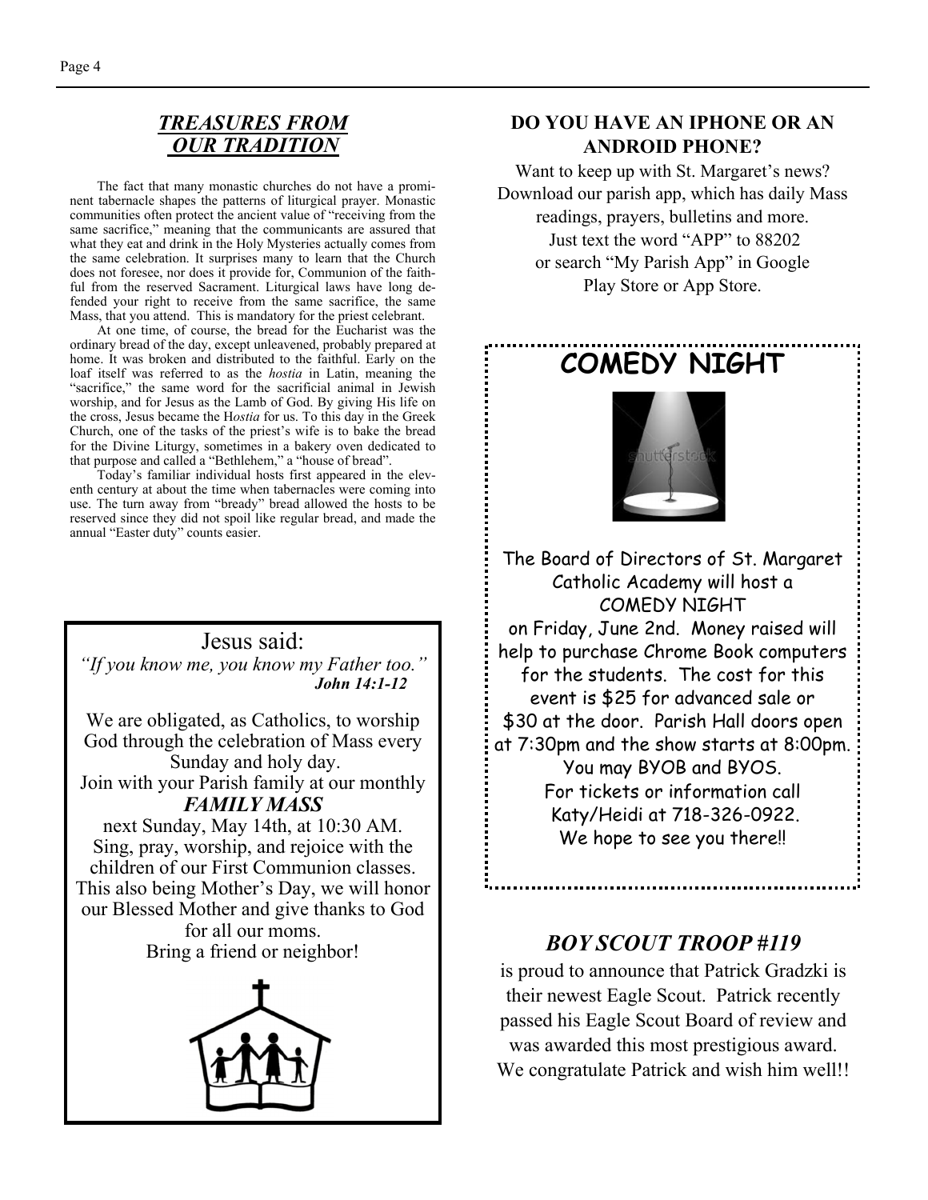## *TREASURES FROM OUR TRADITION*

The fact that many monastic churches do not have a prominent tabernacle shapes the patterns of liturgical prayer. Monastic communities often protect the ancient value of "receiving from the same sacrifice," meaning that the communicants are assured that what they eat and drink in the Holy Mysteries actually comes from the same celebration. It surprises many to learn that the Church does not foresee, nor does it provide for, Communion of the faithful from the reserved Sacrament. Liturgical laws have long defended your right to receive from the same sacrifice, the same Mass, that you attend. This is mandatory for the priest celebrant.

At one time, of course, the bread for the Eucharist was the ordinary bread of the day, except unleavened, probably prepared at home. It was broken and distributed to the faithful. Early on the loaf itself was referred to as the *hostia* in Latin, meaning the "sacrifice," the same word for the sacrificial animal in Jewish worship, and for Jesus as the Lamb of God. By giving His life on the cross, Jesus became the H*ostia* for us. To this day in the Greek Church, one of the tasks of the priest's wife is to bake the bread for the Divine Liturgy, sometimes in a bakery oven dedicated to that purpose and called a "Bethlehem," a "house of bread".

Today's familiar individual hosts first appeared in the eleventh century at about the time when tabernacles were coming into use. The turn away from "bready" bread allowed the hosts to be reserved since they did not spoil like regular bread, and made the annual "Easter duty" counts easier.

Jesus said:

*"If you know me, you know my Father too."*
***John 14:1-12***

We are obligated, as Catholics, to worship God through the celebration of Mass every Sunday and holy day.

Join with your Parish family at our monthly ***FAMILY MASS*** next Sunday, May 14th, at 10:30 AM. Sing, pray, worship, and rejoice with the children of our First Communion classes. This also being Mother's Day, we will honor our Blessed Mother and give thanks to God for all our moms.

Bring a friend or neighbor!

### DO YOU HAVE AN IPHONE OR AN ANDROID PHONE?

Want to keep up with St. Margaret's news? Download our parish app, which has daily Mass readings, prayers, bulletins and more. Just text the word "APP" to 88202 or search "My Parish App" in Google Play Store or App Store.

## COMEDY NIGHT

The Board of Directors of St. Margaret Catholic Academy will host a COMEDY NIGHT on Friday, June 2nd. Money raised will help to purchase Chrome Book computers for the students. The cost for this event is $25 for advanced sale or $30 at the door. Parish Hall doors open at 7:30pm and the show starts at 8:00pm. You may BYOB and BYOS. For tickets or information call Katy/Heidi at 718-326-0922. We hope to see you there!!

### *BOY SCOUT TROOP #119*

is proud to announce that Patrick Gradzki is their newest Eagle Scout. Patrick recently passed his Eagle Scout Board of review and was awarded this most prestigious award. We congratulate Patrick and wish him well!!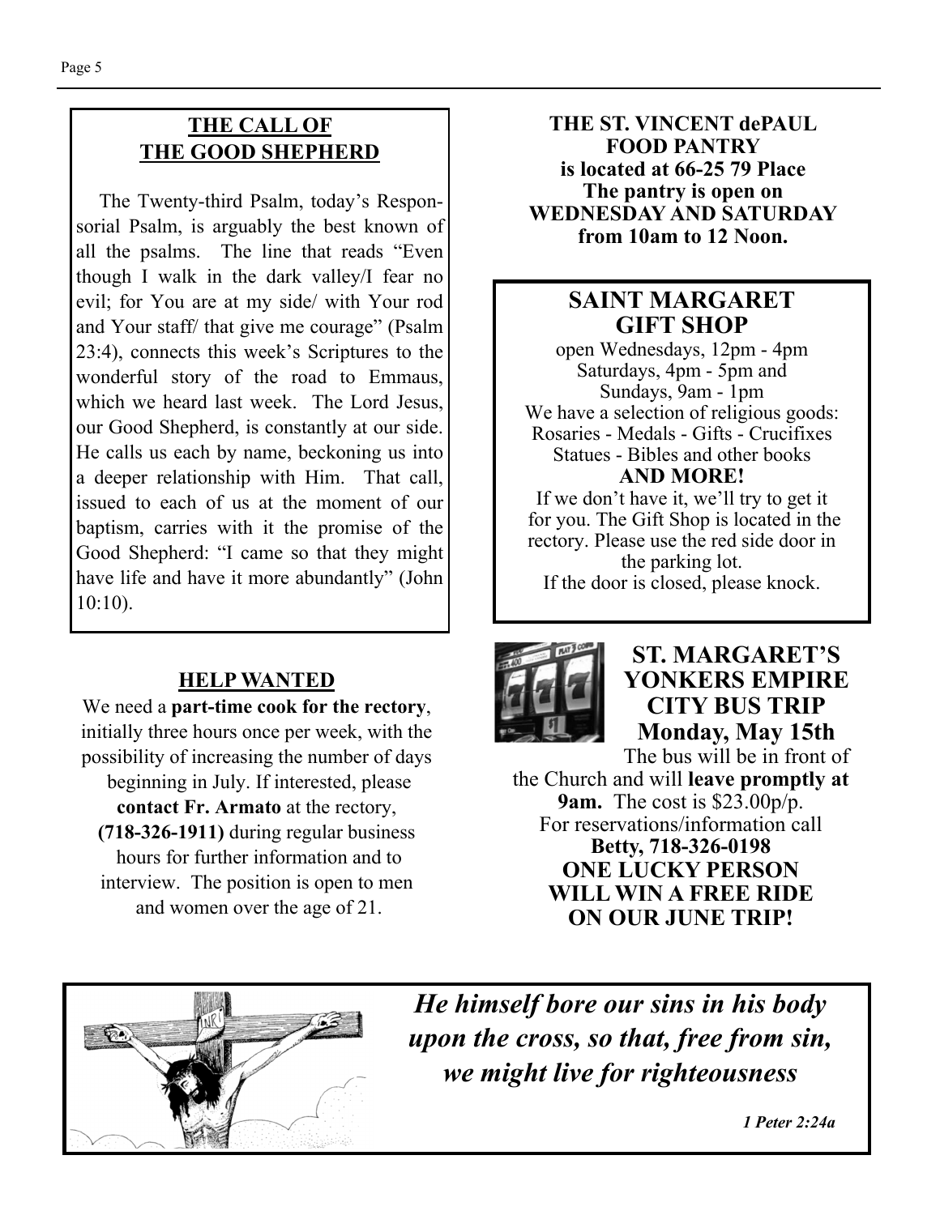## THE CALL OF THE GOOD SHEPHERD

The Twenty-third Psalm, today's Responsorial Psalm, is arguably the best known of all the psalms. The line that reads "Even though I walk in the dark valley/I fear no evil; for You are at my side/ with Your rod and Your staff/ that give me courage" (Psalm 23:4), connects this week's Scriptures to the wonderful story of the road to Emmaus, which we heard last week. The Lord Jesus, our Good Shepherd, is constantly at our side. He calls us each by name, beckoning us into a deeper relationship with Him. That call, issued to each of us at the moment of our baptism, carries with it the promise of the Good Shepherd: "I came so that they might have life and have it more abundantly" (John 10:10).

## HELP WANTED

We need a **part-time cook for the rectory**, initially three hours once per week, with the possibility of increasing the number of days beginning in July. If interested, please **contact Fr. Armato** at the rectory, **(718-326-1911)** during regular business hours for further information and to interview. The position is open to men and women over the age of 21.

**THE ST. VINCENT dePAUL FOOD PANTRY is located at 66-25 79 Place The pantry is open on WEDNESDAY AND SATURDAY from 10am to 12 Noon.**

## SAINT MARGARET GIFT SHOP

open Wednesdays, 12pm - 4pm
Saturdays, 4pm - 5pm and
Sundays, 9am - 1pm
We have a selection of religious goods:
Rosaries - Medals - Gifts - Crucifixes
Statues - Bibles and other books
**AND MORE!**
If we don't have it, we'll try to get it for you. The Gift Shop is located in the rectory. Please use the red side door in the parking lot.
If the door is closed, please knock.

## ST. MARGARET'S YONKERS EMPIRE CITY BUS TRIP Monday, May 15th

The bus will be in front of the Church and will **leave promptly at 9am.** The cost is $23.00p/p.
For reservations/information call
**Betty, 718-326-0198**
**ONE LUCKY PERSON WILL WIN A FREE RIDE ON OUR JUNE TRIP!**

***He himself bore our sins in his body upon the cross, so that, free from sin, we might live for righteousness***

***1 Peter 2:24a***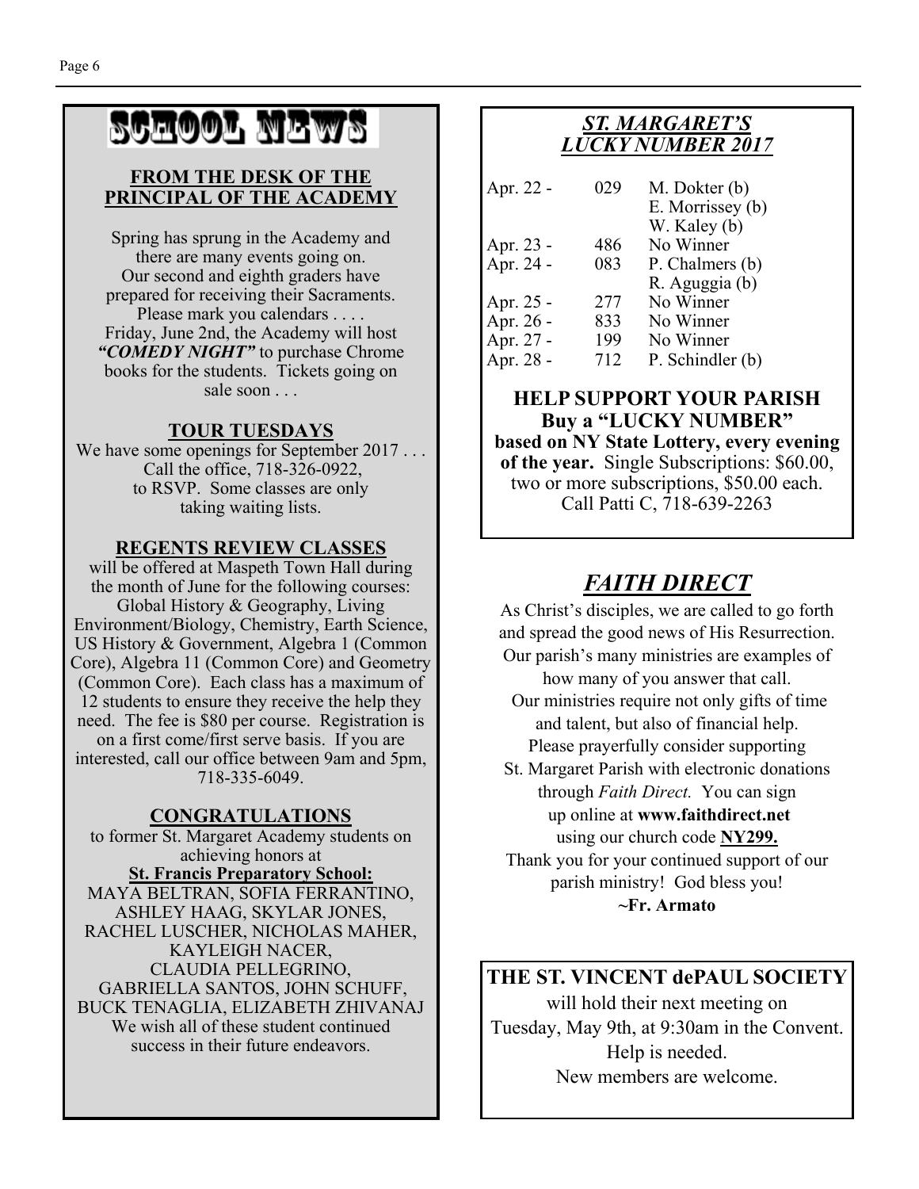# SCHOOL NEWS

## FROM THE DESK OF THE PRINCIPAL OF THE ACADEMY

Spring has sprung in the Academy and there are many events going on. Our second and eighth graders have prepared for receiving their Sacraments. Please mark you calendars . . . . Friday, June 2nd, the Academy will host ***"COMEDY NIGHT"*** to purchase Chrome books for the students. Tickets going on sale soon . . .

### TOUR TUESDAYS

We have some openings for September 2017 . . . Call the office, 718-326-0922, to RSVP. Some classes are only taking waiting lists.

### REGENTS REVIEW CLASSES

will be offered at Maspeth Town Hall during the month of June for the following courses: Global History & Geography, Living Environment/Biology, Chemistry, Earth Science, US History & Government, Algebra 1 (Common Core), Algebra 11 (Common Core) and Geometry (Common Core). Each class has a maximum of 12 students to ensure they receive the help they need. The fee is $80 per course. Registration is on a first come/first serve basis. If you are interested, call our office between 9am and 5pm, 718-335-6049.

### CONGRATULATIONS

to former St. Margaret Academy students on achieving honors at
**St. Francis Preparatory School:**
MAYA BELTRAN, SOFIA FERRANTINO, ASHLEY HAAG, SKYLAR JONES, RACHEL LUSCHER, NICHOLAS MAHER, KAYLEIGH NACER, CLAUDIA PELLEGRINO, GABRIELLA SANTOS, JOHN SCHUFF, BUCK TENAGLIA, ELIZABETH ZHIVANAJ
We wish all of these student continued success in their future endeavors.

## *ST. MARGARET'S LUCKY NUMBER 2017*

| Date | Number | Winner |
|---|---|---|
| Apr. 22 - | 029 | M. Dokter (b)<br>E. Morrissey (b)<br>W. Kaley (b) |
| Apr. 23 - | 486 | No Winner |
| Apr. 24 - | 083 | P. Chalmers (b)<br>R. Aguggia (b) |
| Apr. 25 - | 277 | No Winner |
| Apr. 26 - | 833 | No Winner |
| Apr. 27 - | 199 | No Winner |
| Apr. 28 - | 712 | P. Schindler (b) |

**HELP SUPPORT YOUR PARISH**
**Buy a "LUCKY NUMBER"**
**based on NY State Lottery, every evening of the year.** Single Subscriptions: $60.00, two or more subscriptions, $50.00 each.
Call Patti C, 718-639-2263

## *FAITH DIRECT*

As Christ's disciples, we are called to go forth and spread the good news of His Resurrection. Our parish's many ministries are examples of how many of you answer that call. Our ministries require not only gifts of time and talent, but also of financial help. Please prayerfully consider supporting St. Margaret Parish with electronic donations through *Faith Direct.* You can sign up online at **www.faithdirect.net** using our church code **NY299.**
Thank you for your continued support of our parish ministry! God bless you!
**~Fr. Armato**

## THE ST. VINCENT dePAUL SOCIETY

will hold their next meeting on Tuesday, May 9th, at 9:30am in the Convent.
Help is needed.
New members are welcome.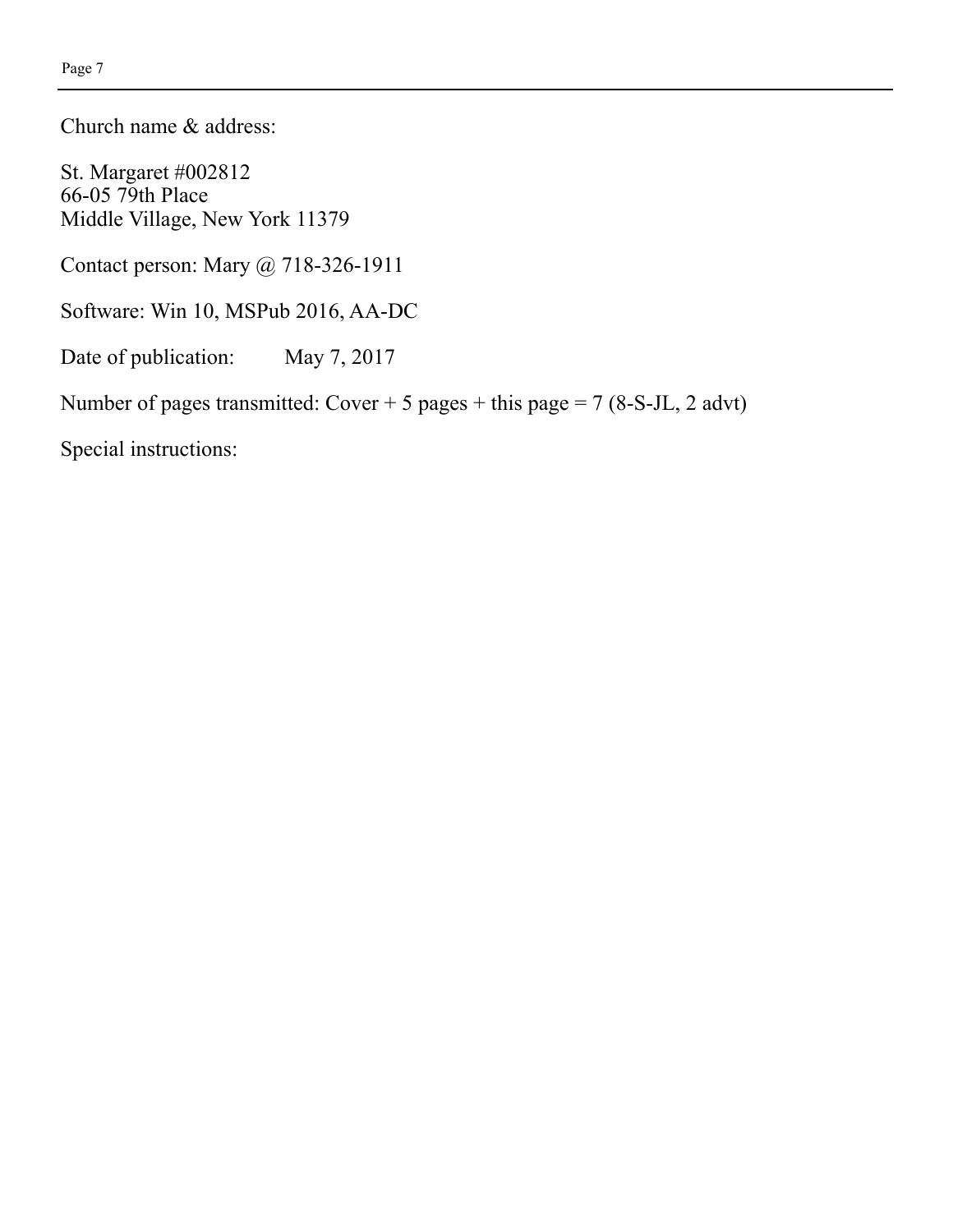Church name & address:

St. Margaret #002812
66-05 79th Place
Middle Village, New York 11379

Contact person: Mary @ 718-326-1911

Software: Win 10, MSPub 2016, AA-DC

Date of publication: May 7, 2017

Number of pages transmitted: Cover + 5 pages + this page = 7 (8-S-JL, 2 advt)

Special instructions: